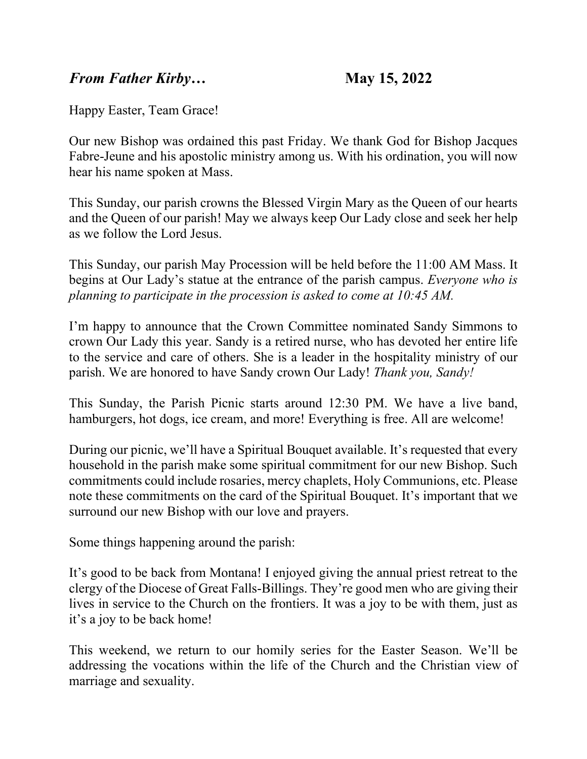***From Father Kirby…*** **May 15, 2022**

Happy Easter, Team Grace!

Our new Bishop was ordained this past Friday. We thank God for Bishop Jacques Fabre-Jeune and his apostolic ministry among us. With his ordination, you will now hear his name spoken at Mass.

This Sunday, our parish crowns the Blessed Virgin Mary as the Queen of our hearts and the Queen of our parish! May we always keep Our Lady close and seek her help as we follow the Lord Jesus.

This Sunday, our parish May Procession will be held before the 11:00 AM Mass. It begins at Our Lady's statue at the entrance of the parish campus. *Everyone who is planning to participate in the procession is asked to come at 10:45 AM.*

I'm happy to announce that the Crown Committee nominated Sandy Simmons to crown Our Lady this year. Sandy is a retired nurse, who has devoted her entire life to the service and care of others. She is a leader in the hospitality ministry of our parish. We are honored to have Sandy crown Our Lady! *Thank you, Sandy!*

This Sunday, the Parish Picnic starts around 12:30 PM. We have a live band, hamburgers, hot dogs, ice cream, and more! Everything is free. All are welcome!

During our picnic, we'll have a Spiritual Bouquet available. It's requested that every household in the parish make some spiritual commitment for our new Bishop. Such commitments could include rosaries, mercy chaplets, Holy Communions, etc. Please note these commitments on the card of the Spiritual Bouquet. It's important that we surround our new Bishop with our love and prayers.

Some things happening around the parish:

It's good to be back from Montana! I enjoyed giving the annual priest retreat to the clergy of the Diocese of Great Falls-Billings. They're good men who are giving their lives in service to the Church on the frontiers. It was a joy to be with them, just as it's a joy to be back home!

This weekend, we return to our homily series for the Easter Season. We'll be addressing the vocations within the life of the Church and the Christian view of marriage and sexuality.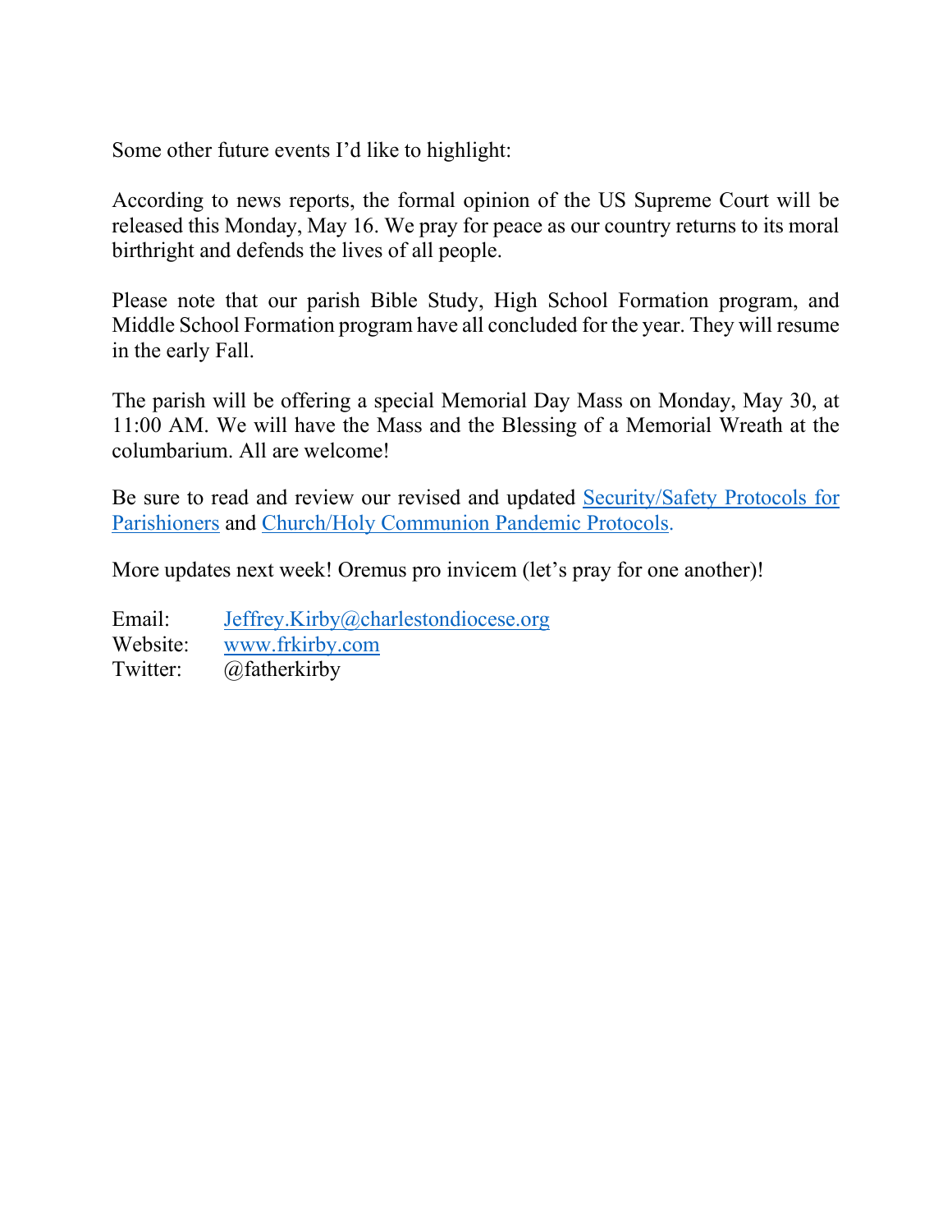Some other future events I'd like to highlight:

According to news reports, the formal opinion of the US Supreme Court will be released this Monday, May 16. We pray for peace as our country returns to its moral birthright and defends the lives of all people.

Please note that our parish Bible Study, High School Formation program, and Middle School Formation program have all concluded for the year. They will resume in the early Fall.

The parish will be offering a special Memorial Day Mass on Monday, May 30, at 11:00 AM. We will have the Mass and the Blessing of a Memorial Wreath at the columbarium. All are welcome!

Be sure to read and review our revised and updated Security/Safety Protocols for Parishioners and Church/Holy Communion Pandemic Protocols.

More updates next week! Oremus pro invicem (let's pray for one another)!

Email: Jeffrey.Kirby@charlestondiocese.org
Website: www.frkirby.com
Twitter: @fatherkirby